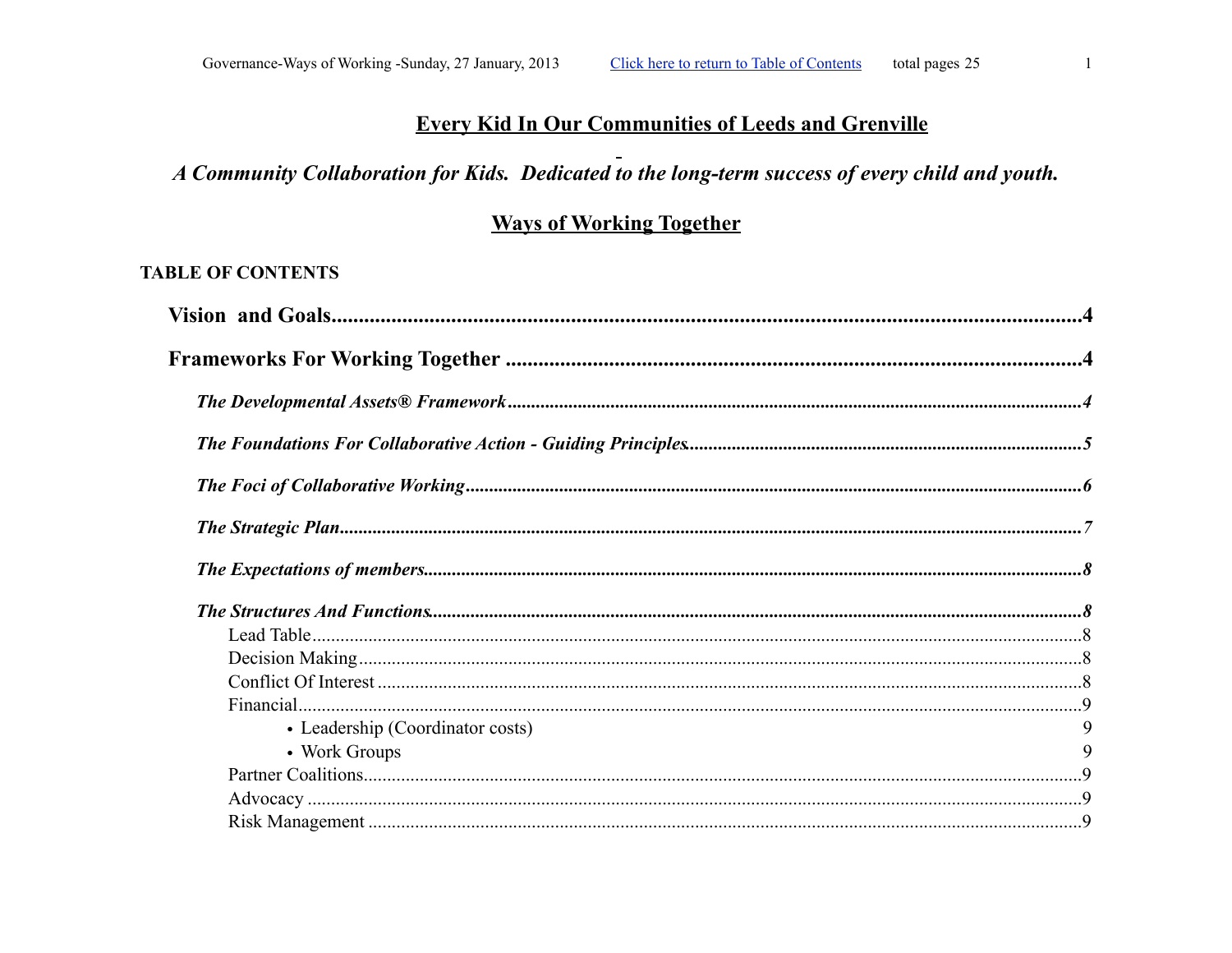# Every Kid In Our Communities of Leeds and Grenville

***A Community Collaboration for Kids. Dedicated to the long-term success of every child and youth.***

## Ways of Working Together

**TABLE OF CONTENTS**

**Vision and Goals** ........................................ 4

**Frameworks For Working Together** ........................................ 4

- ***The Developmental Assets® Framework*** ........................................ 4
- ***The Foundations For Collaborative Action - Guiding Principles*** ........................................ 5
- ***The Foci of Collaborative Working*** ........................................ 6
- ***The Strategic Plan*** ........................................ 7
- ***The Expectations of members*** ........................................ 8
- ***The Structures And Functions*** ........................................ 8
  - Lead Table ........................................ 8
  - Decision Making ........................................ 8
  - Conflict Of Interest ........................................ 8
  - Financial ........................................ 9
    - Leadership (Coordinator costs) 9
    - Work Groups 9
  - Partner Coalitions ........................................ 9
  - Advocacy ........................................ 9
  - Risk Management ........................................ 9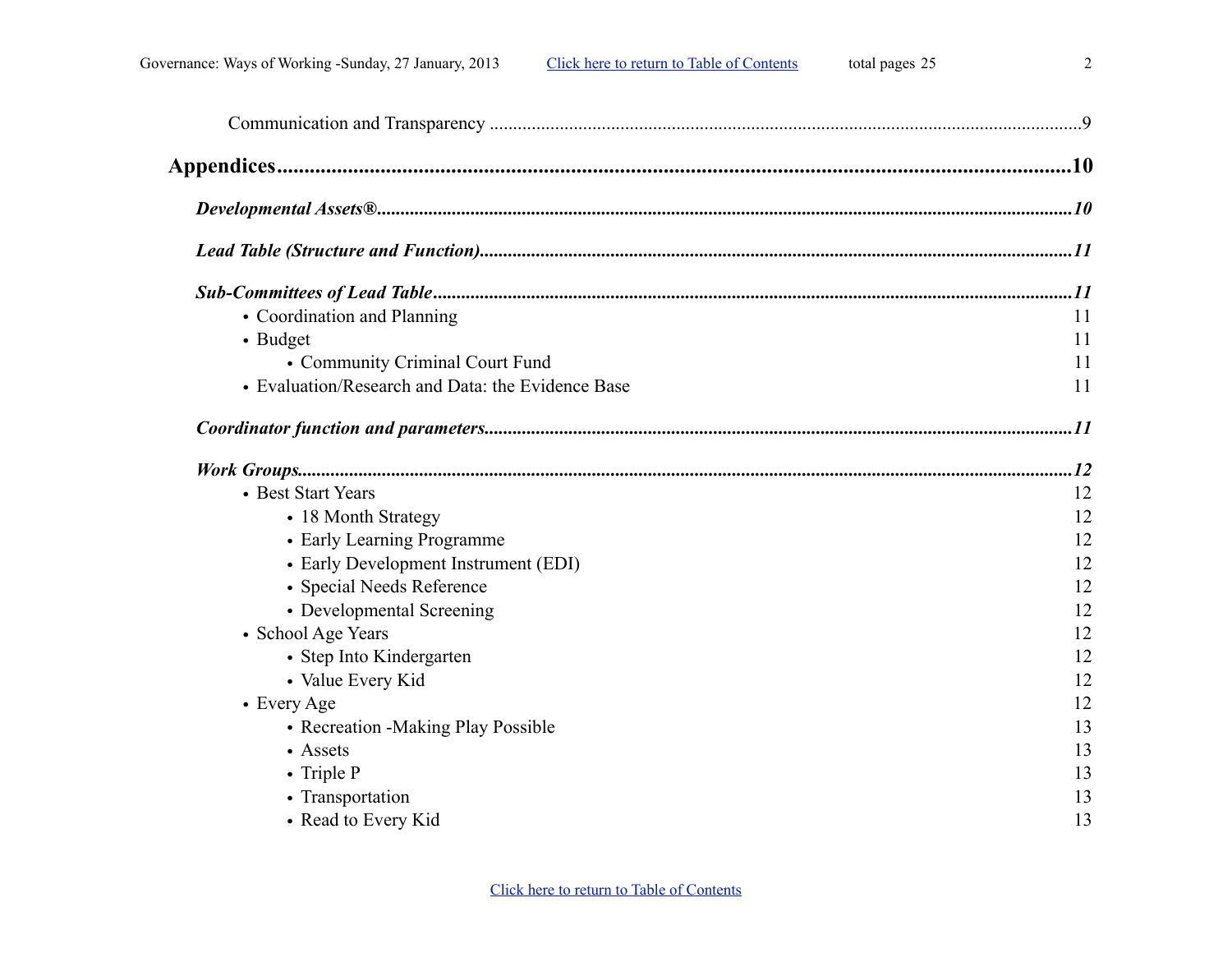Communication and Transparency ....................................................9

**Appendices**....................................................10

***Developmental Assets®***....................................................*10*

***Lead Table (Structure and Function)***....................................................*11*

***Sub-Committees of Lead Table***....................................................*11*

- Coordination and Planning 11
- Budget 11
  - Community Criminal Court Fund 11
- Evaluation/Research and Data: the Evidence Base 11

***Coordinator function and parameters***....................................................*11*

***Work Groups***....................................................*12*

- Best Start Years 12
  - 18 Month Strategy 12
  - Early Learning Programme 12
  - Early Development Instrument (EDI) 12
  - Special Needs Reference 12
  - Developmental Screening 12
- School Age Years 12
  - Step Into Kindergarten 12
  - Value Every Kid 12
- Every Age 12
  - Recreation -Making Play Possible 13
  - Assets 13
  - Triple P 13
  - Transportation 13
  - Read to Every Kid 13

Click here to return to Table of Contents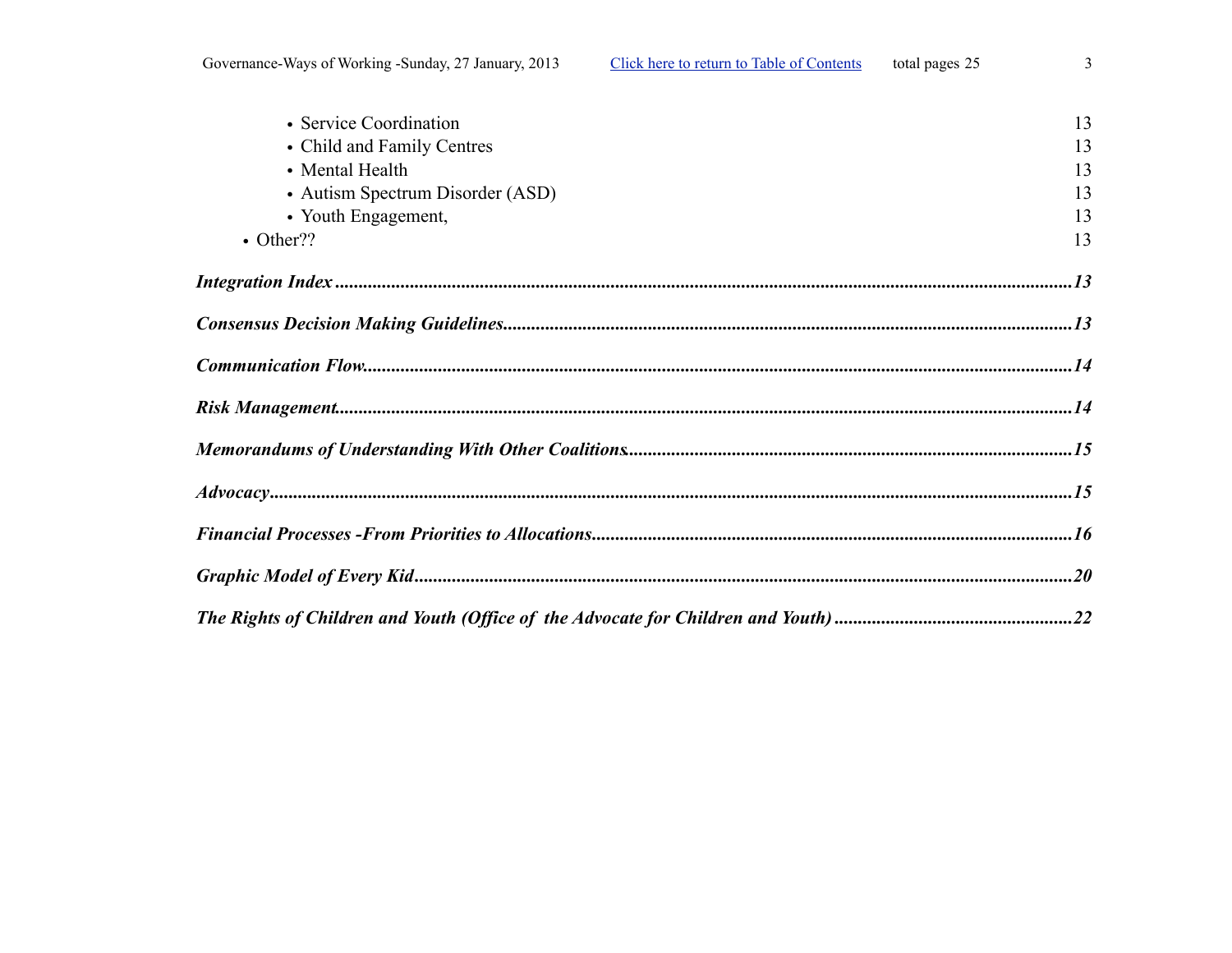- Service Coordination 13
- Child and Family Centres 13
- Mental Health 13
- Autism Spectrum Disorder (ASD) 13
- Youth Engagement, 13

- Other?? 13

***Integration Index*** ........................................................................................................................ ***13***

***Consensus Decision Making Guidelines***............................................................................................ ***13***

***Communication Flow***.......................................................................................................................... ***14***

***Risk Management***.............................................................................................................................. ***14***

***Memorandums of Understanding With Other Coalitions***................................................................. ***15***

***Advocacy***............................................................................................................................................ ***15***

***Financial Processes -From Priorities to Allocations***.......................................................................... ***16***

***Graphic Model of Every Kid***.............................................................................................................. ***20***

***The Rights of Children and Youth (Office of the Advocate for Children and Youth)*** ..................... ***22***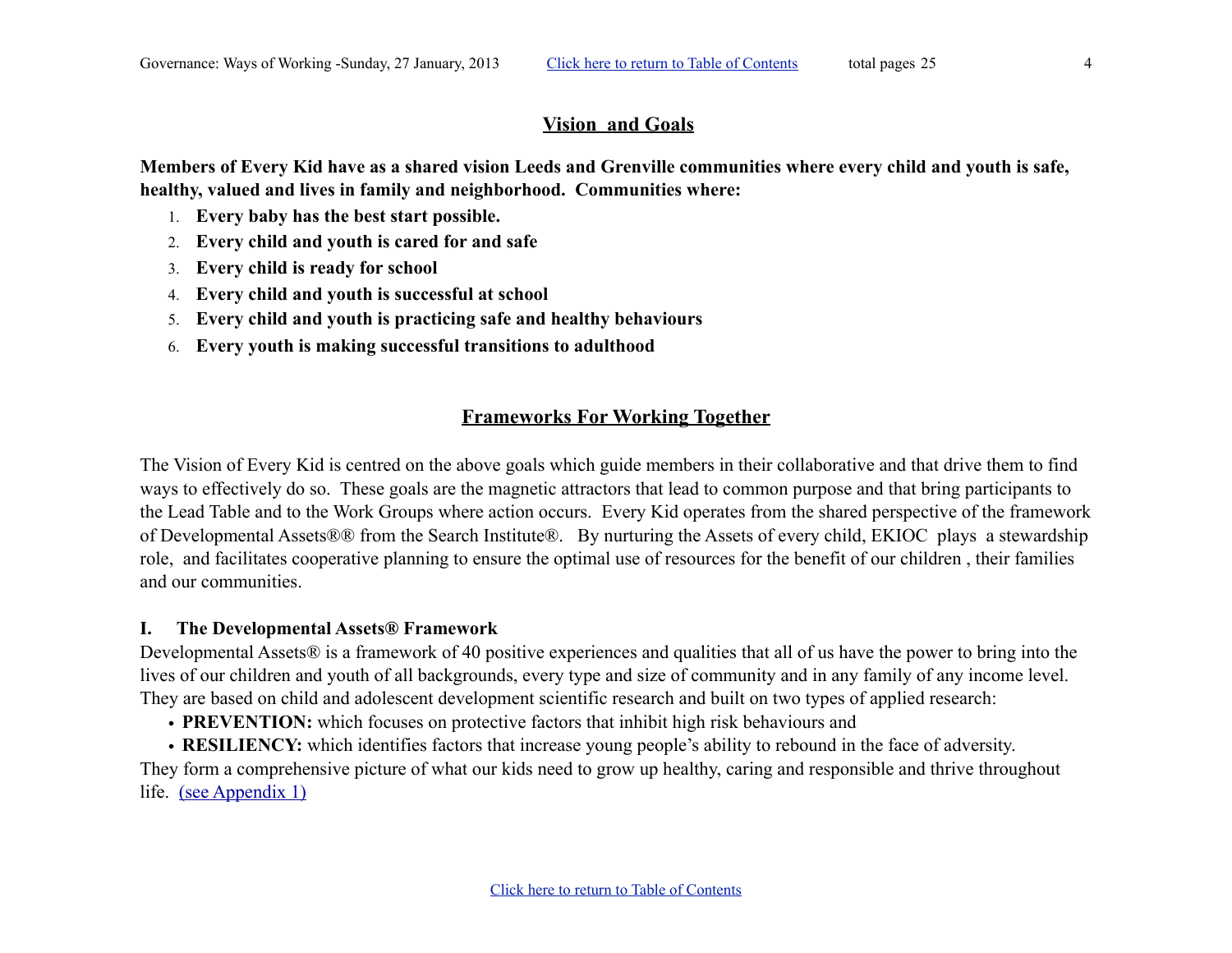## Vision and Goals

**Members of Every Kid have as a shared vision Leeds and Grenville communities where every child and youth is safe, healthy, valued and lives in family and neighborhood. Communities where:**

1. **Every baby has the best start possible.**
2. **Every child and youth is cared for and safe**
3. **Every child is ready for school**
4. **Every child and youth is successful at school**
5. **Every child and youth is practicing safe and healthy behaviours**
6. **Every youth is making successful transitions to adulthood**

## Frameworks For Working Together

The Vision of Every Kid is centred on the above goals which guide members in their collaborative and that drive them to find ways to effectively do so. These goals are the magnetic attractors that lead to common purpose and that bring participants to the Lead Table and to the Work Groups where action occurs. Every Kid operates from the shared perspective of the framework of Developmental Assets®® from the Search Institute®. By nurturing the Assets of every child, EKIOC plays a stewardship role, and facilitates cooperative planning to ensure the optimal use of resources for the benefit of our children , their families and our communities.

### I. The Developmental Assets® Framework

Developmental Assets® is a framework of 40 positive experiences and qualities that all of us have the power to bring into the lives of our children and youth of all backgrounds, every type and size of community and in any family of any income level. They are based on child and adolescent development scientific research and built on two types of applied research:

- **PREVENTION:** which focuses on protective factors that inhibit high risk behaviours and
- **RESILIENCY:** which identifies factors that increase young people's ability to rebound in the face of adversity.

They form a comprehensive picture of what our kids need to grow up healthy, caring and responsible and thrive throughout life. (see Appendix 1)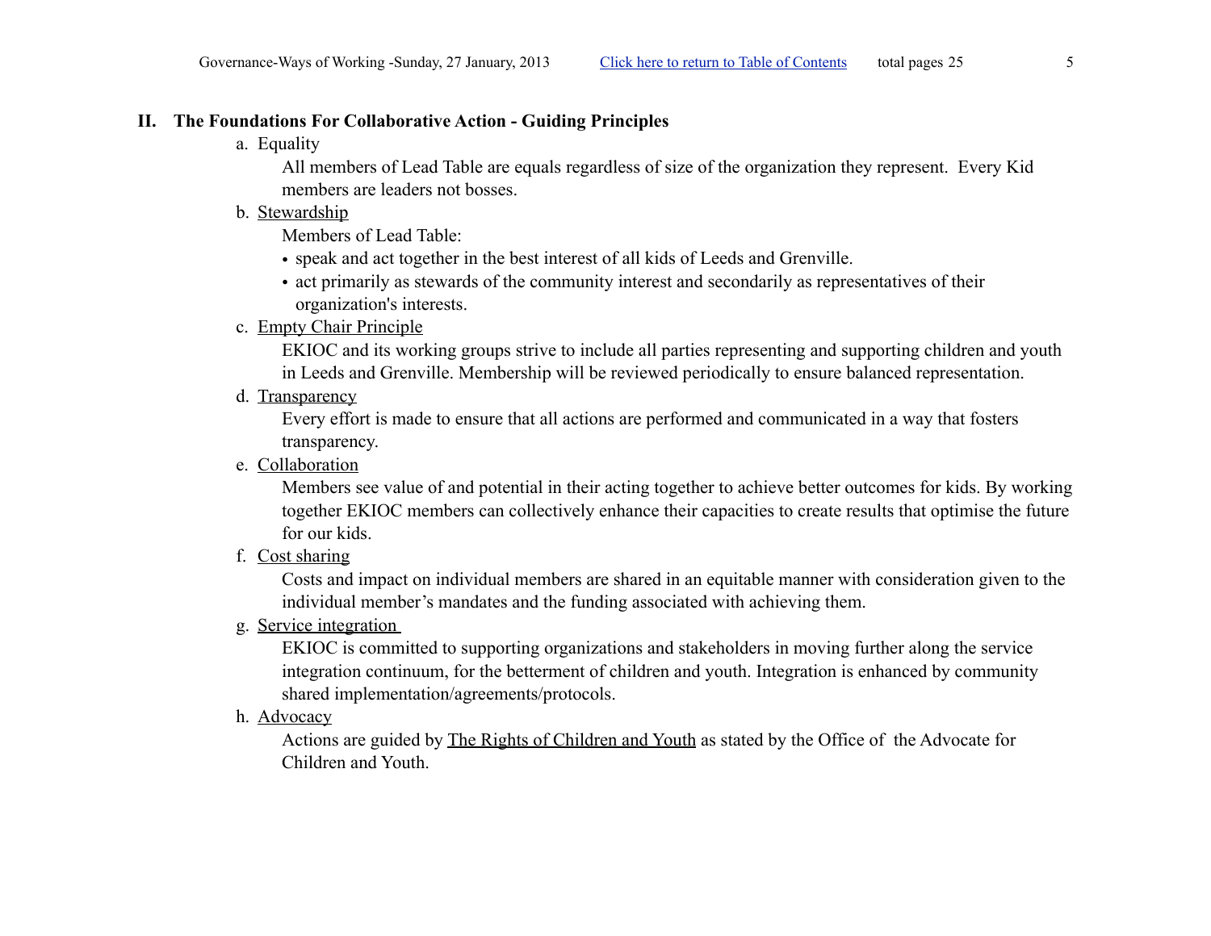## II. The Foundations For Collaborative Action - Guiding Principles

a. Equality

All members of Lead Table are equals regardless of size of the organization they represent. Every Kid members are leaders not bosses.

b. Stewardship

Members of Lead Table:

- speak and act together in the best interest of all kids of Leeds and Grenville.
- act primarily as stewards of the community interest and secondarily as representatives of their organization's interests.

c. Empty Chair Principle

EKIOC and its working groups strive to include all parties representing and supporting children and youth in Leeds and Grenville. Membership will be reviewed periodically to ensure balanced representation.

d. Transparency

Every effort is made to ensure that all actions are performed and communicated in a way that fosters transparency.

e. Collaboration

Members see value of and potential in their acting together to achieve better outcomes for kids. By working together EKIOC members can collectively enhance their capacities to create results that optimise the future for our kids.

f. Cost sharing

Costs and impact on individual members are shared in an equitable manner with consideration given to the individual member's mandates and the funding associated with achieving them.

g. Service integration

EKIOC is committed to supporting organizations and stakeholders in moving further along the service integration continuum, for the betterment of children and youth. Integration is enhanced by community shared implementation/agreements/protocols.

h. Advocacy

Actions are guided by The Rights of Children and Youth as stated by the Office of the Advocate for Children and Youth.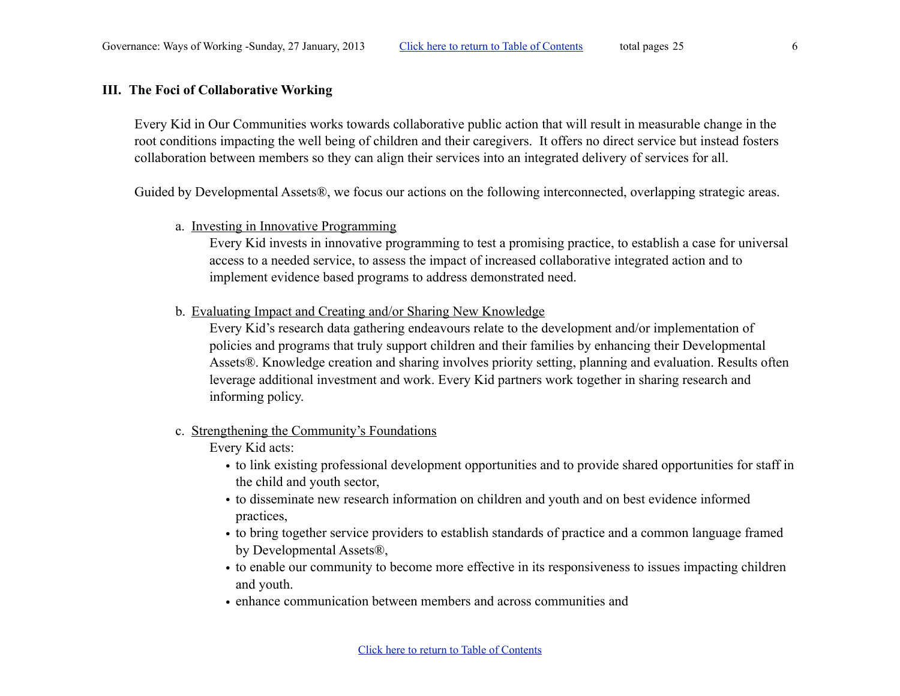## III. The Foci of Collaborative Working

Every Kid in Our Communities works towards collaborative public action that will result in measurable change in the root conditions impacting the well being of children and their caregivers. It offers no direct service but instead fosters collaboration between members so they can align their services into an integrated delivery of services for all.

Guided by Developmental Assets®, we focus our actions on the following interconnected, overlapping strategic areas.

a. Investing in Innovative Programming

Every Kid invests in innovative programming to test a promising practice, to establish a case for universal access to a needed service, to assess the impact of increased collaborative integrated action and to implement evidence based programs to address demonstrated need.

b. Evaluating Impact and Creating and/or Sharing New Knowledge

Every Kid's research data gathering endeavours relate to the development and/or implementation of policies and programs that truly support children and their families by enhancing their Developmental Assets®. Knowledge creation and sharing involves priority setting, planning and evaluation. Results often leverage additional investment and work. Every Kid partners work together in sharing research and informing policy.

c. Strengthening the Community's Foundations

Every Kid acts:

- to link existing professional development opportunities and to provide shared opportunities for staff in the child and youth sector,
- to disseminate new research information on children and youth and on best evidence informed practices,
- to bring together service providers to establish standards of practice and a common language framed by Developmental Assets®,
- to enable our community to become more effective in its responsiveness to issues impacting children and youth.
- enhance communication between members and across communities and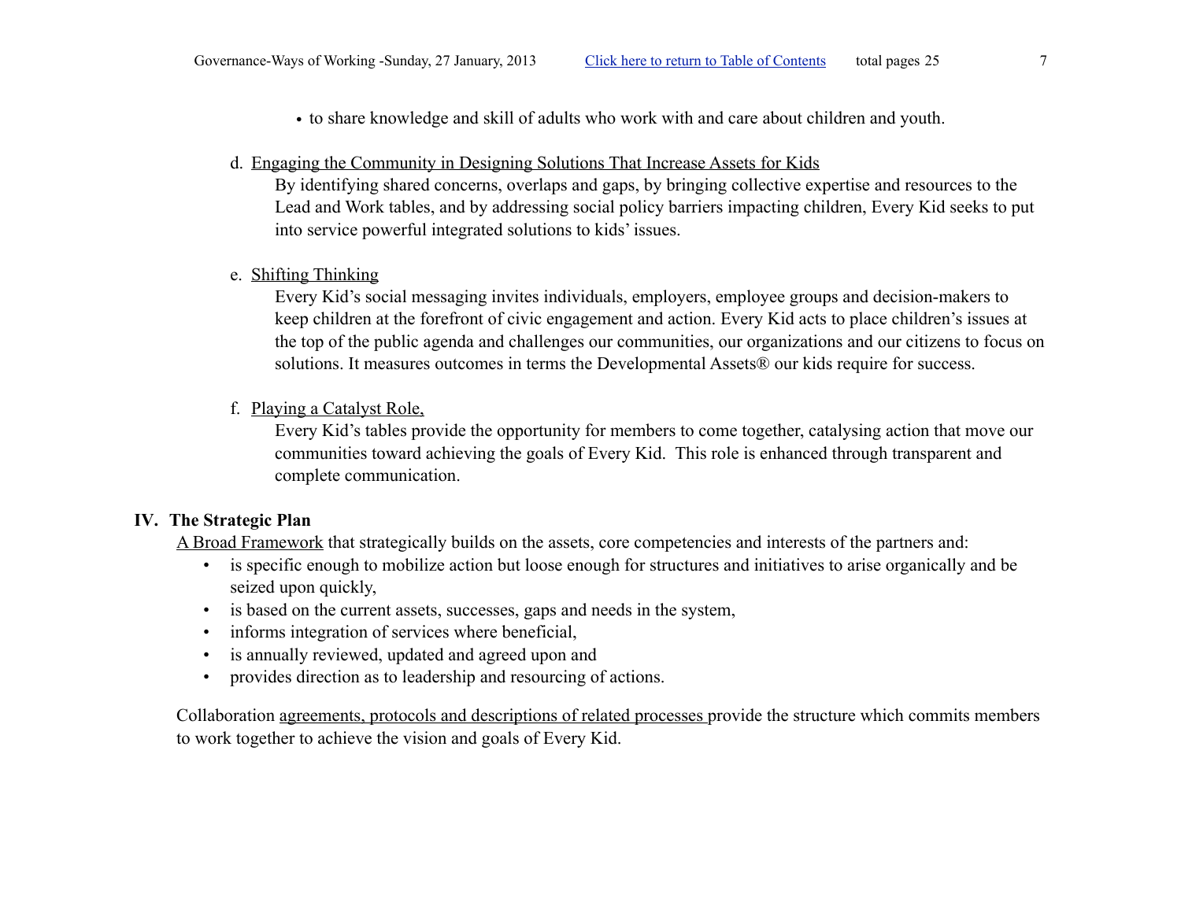- to share knowledge and skill of adults who work with and care about children and youth.

d. Engaging the Community in Designing Solutions That Increase Assets for Kids

By identifying shared concerns, overlaps and gaps, by bringing collective expertise and resources to the Lead and Work tables, and by addressing social policy barriers impacting children, Every Kid seeks to put into service powerful integrated solutions to kids' issues.

e. Shifting Thinking

Every Kid's social messaging invites individuals, employers, employee groups and decision-makers to keep children at the forefront of civic engagement and action. Every Kid acts to place children's issues at the top of the public agenda and challenges our communities, our organizations and our citizens to focus on solutions. It measures outcomes in terms the Developmental Assets® our kids require for success.

f. Playing a Catalyst Role,

Every Kid's tables provide the opportunity for members to come together, catalysing action that move our communities toward achieving the goals of Every Kid. This role is enhanced through transparent and complete communication.

## IV. The Strategic Plan

A Broad Framework that strategically builds on the assets, core competencies and interests of the partners and:

- is specific enough to mobilize action but loose enough for structures and initiatives to arise organically and be seized upon quickly,
- is based on the current assets, successes, gaps and needs in the system,
- informs integration of services where beneficial,
- is annually reviewed, updated and agreed upon and
- provides direction as to leadership and resourcing of actions.

Collaboration agreements, protocols and descriptions of related processes provide the structure which commits members to work together to achieve the vision and goals of Every Kid.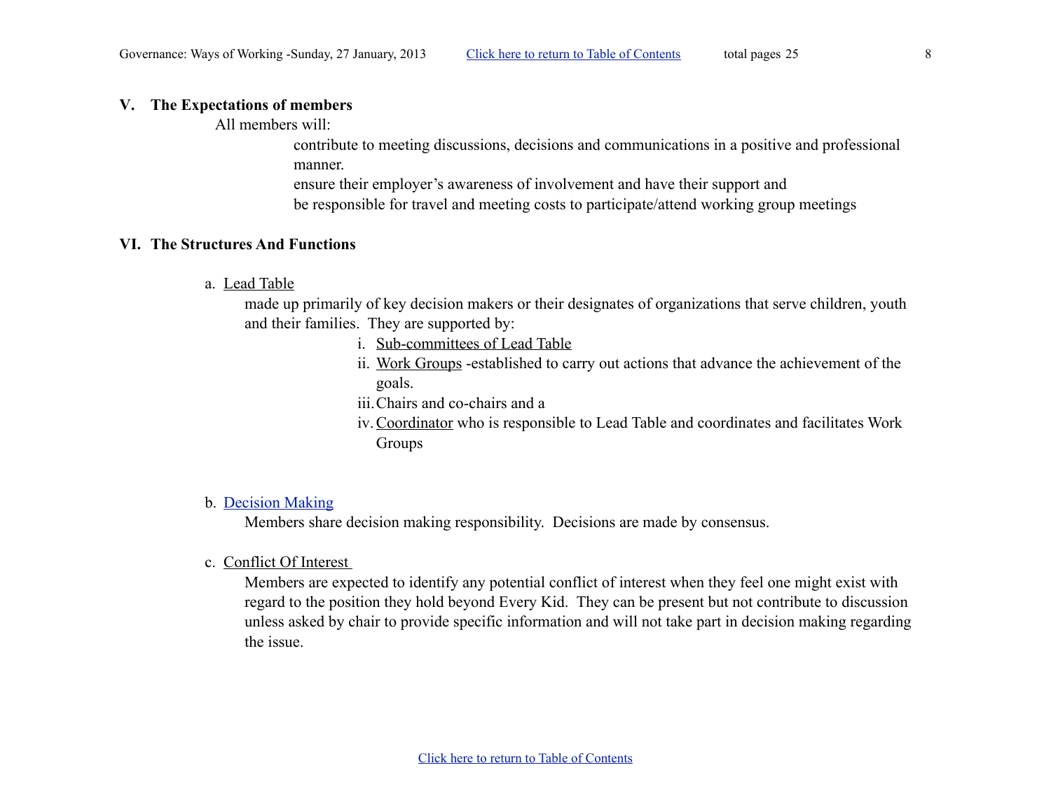## V. The Expectations of members

All members will:

contribute to meeting discussions, decisions and communications in a positive and professional manner.

ensure their employer's awareness of involvement and have their support and

be responsible for travel and meeting costs to participate/attend working group meetings

## VI. The Structures And Functions

a. Lead Table

made up primarily of key decision makers or their designates of organizations that serve children, youth and their families. They are supported by:

i. Sub-committees of Lead Table
ii. Work Groups -established to carry out actions that advance the achievement of the goals.
iii. Chairs and co-chairs and a
iv. Coordinator who is responsible to Lead Table and coordinates and facilitates Work Groups

b. Decision Making

Members share decision making responsibility. Decisions are made by consensus.

c. Conflict Of Interest

Members are expected to identify any potential conflict of interest when they feel one might exist with regard to the position they hold beyond Every Kid. They can be present but not contribute to discussion unless asked by chair to provide specific information and will not take part in decision making regarding the issue.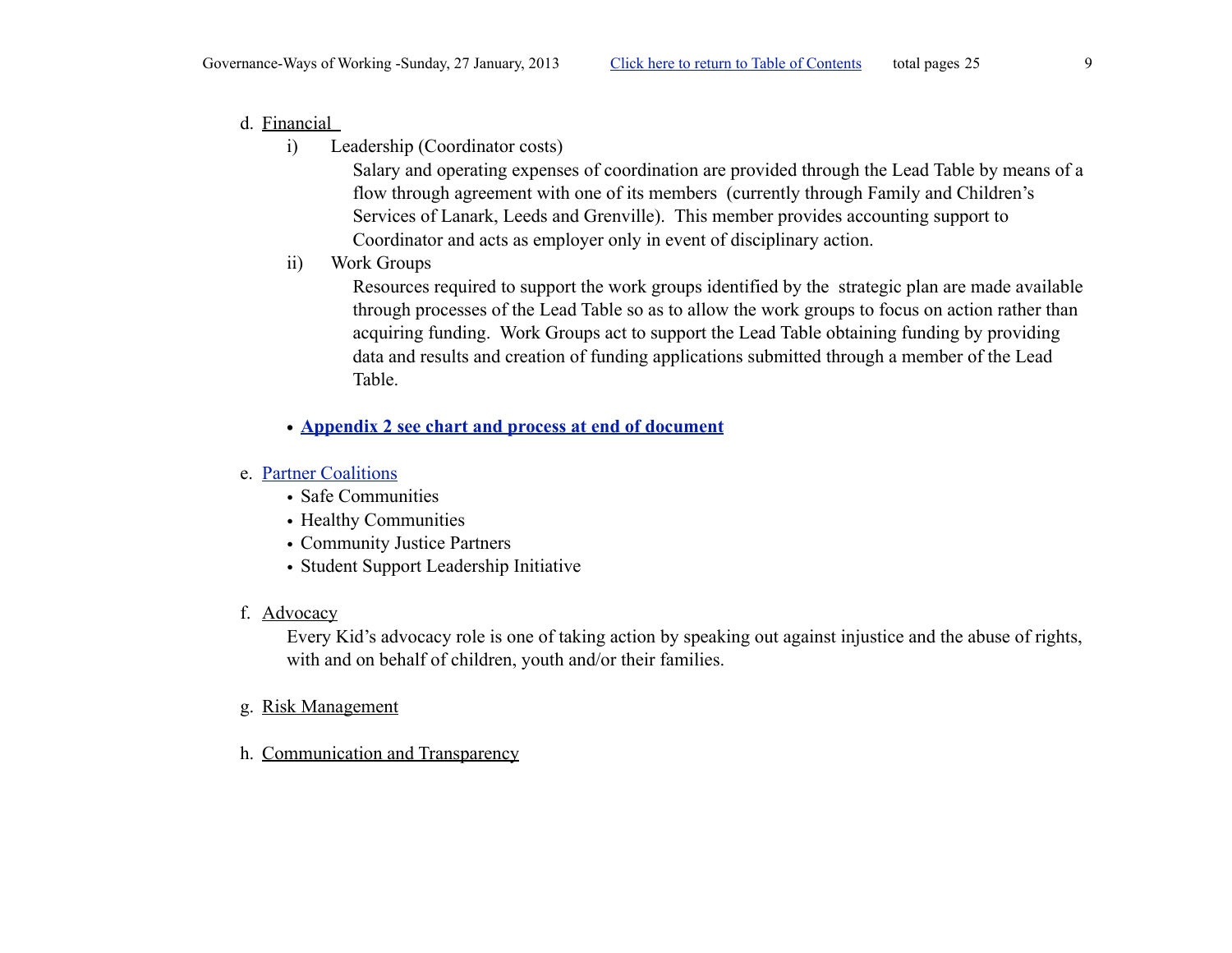d. Financial

   i) Leadership (Coordinator costs)

      Salary and operating expenses of coordination are provided through the Lead Table by means of a flow through agreement with one of its members (currently through Family and Children's Services of Lanark, Leeds and Grenville). This member provides accounting support to Coordinator and acts as employer only in event of disciplinary action.

   ii) Work Groups

      Resources required to support the work groups identified by the strategic plan are made available through processes of the Lead Table so as to allow the work groups to focus on action rather than acquiring funding. Work Groups act to support the Lead Table obtaining funding by providing data and results and creation of funding applications submitted through a member of the Lead Table.

   - **Appendix 2 see chart and process at end of document**

e. Partner Coalitions

   - Safe Communities
   - Healthy Communities
   - Community Justice Partners
   - Student Support Leadership Initiative

f. Advocacy

   Every Kid's advocacy role is one of taking action by speaking out against injustice and the abuse of rights, with and on behalf of children, youth and/or their families.

g. Risk Management

h. Communication and Transparency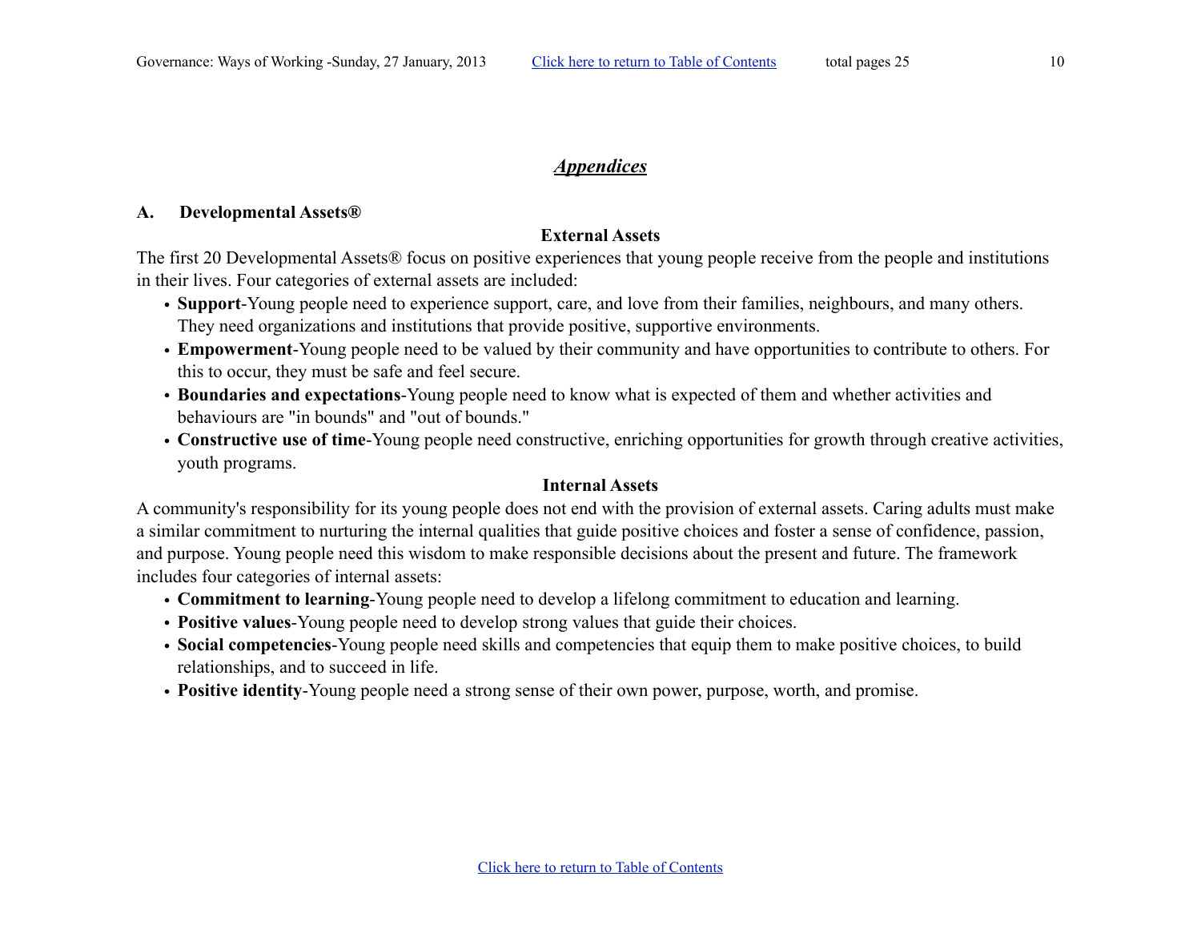# *Appendices*

## A. Developmental Assets®

### External Assets

The first 20 Developmental Assets® focus on positive experiences that young people receive from the people and institutions in their lives. Four categories of external assets are included:

- **Support**-Young people need to experience support, care, and love from their families, neighbours, and many others. They need organizations and institutions that provide positive, supportive environments.
- **Empowerment**-Young people need to be valued by their community and have opportunities to contribute to others. For this to occur, they must be safe and feel secure.
- **Boundaries and expectations**-Young people need to know what is expected of them and whether activities and behaviours are "in bounds" and "out of bounds."
- **Constructive use of time**-Young people need constructive, enriching opportunities for growth through creative activities, youth programs.

### Internal Assets

A community's responsibility for its young people does not end with the provision of external assets. Caring adults must make a similar commitment to nurturing the internal qualities that guide positive choices and foster a sense of confidence, passion, and purpose. Young people need this wisdom to make responsible decisions about the present and future. The framework includes four categories of internal assets:

- **Commitment to learning**-Young people need to develop a lifelong commitment to education and learning.
- **Positive values**-Young people need to develop strong values that guide their choices.
- **Social competencies**-Young people need skills and competencies that equip them to make positive choices, to build relationships, and to succeed in life.
- **Positive identity**-Young people need a strong sense of their own power, purpose, worth, and promise.

Click here to return to Table of Contents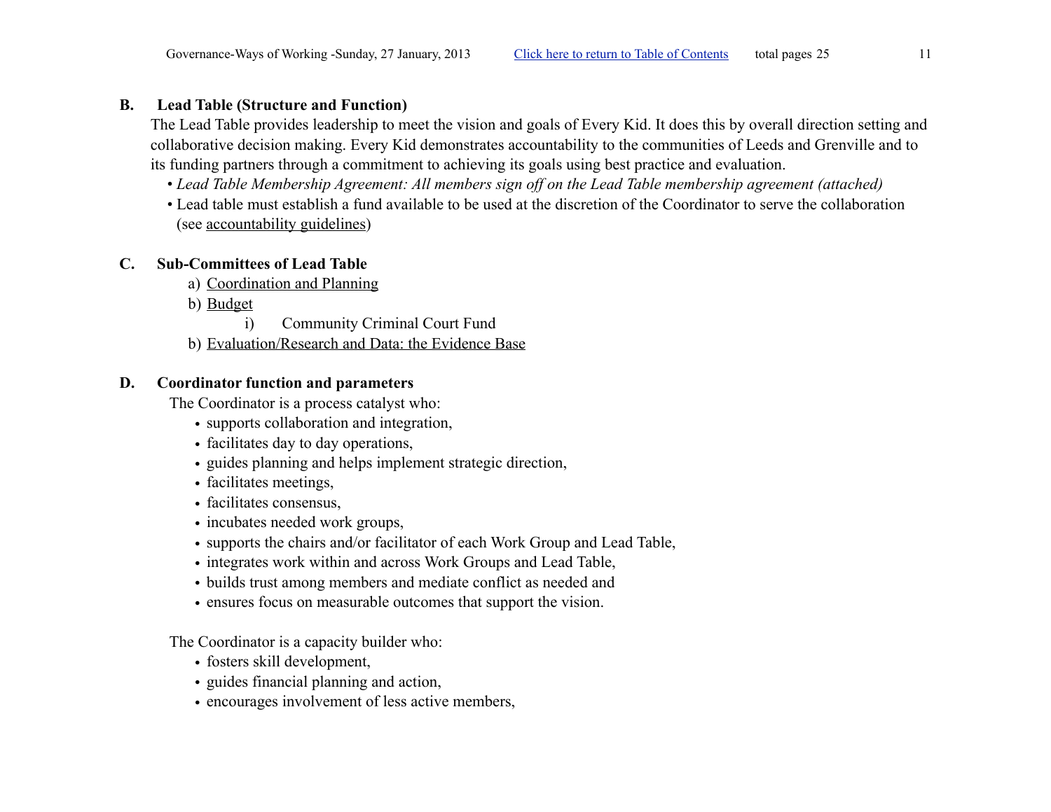## B. Lead Table (Structure and Function)

The Lead Table provides leadership to meet the vision and goals of Every Kid. It does this by overall direction setting and collaborative decision making. Every Kid demonstrates accountability to the communities of Leeds and Grenville and to its funding partners through a commitment to achieving its goals using best practice and evaluation.

- *Lead Table Membership Agreement: All members sign off on the Lead Table membership agreement (attached)*
- Lead table must establish a fund available to be used at the discretion of the Coordinator to serve the collaboration (see accountability guidelines)

## C. Sub-Committees of Lead Table

a) Coordination and Planning

b) Budget

  i) Community Criminal Court Fund

b) Evaluation/Research and Data: the Evidence Base

## D. Coordinator function and parameters

The Coordinator is a process catalyst who:

- supports collaboration and integration,
- facilitates day to day operations,
- guides planning and helps implement strategic direction,
- facilitates meetings,
- facilitates consensus,
- incubates needed work groups,
- supports the chairs and/or facilitator of each Work Group and Lead Table,
- integrates work within and across Work Groups and Lead Table,
- builds trust among members and mediate conflict as needed and
- ensures focus on measurable outcomes that support the vision.

The Coordinator is a capacity builder who:

- fosters skill development,
- guides financial planning and action,
- encourages involvement of less active members,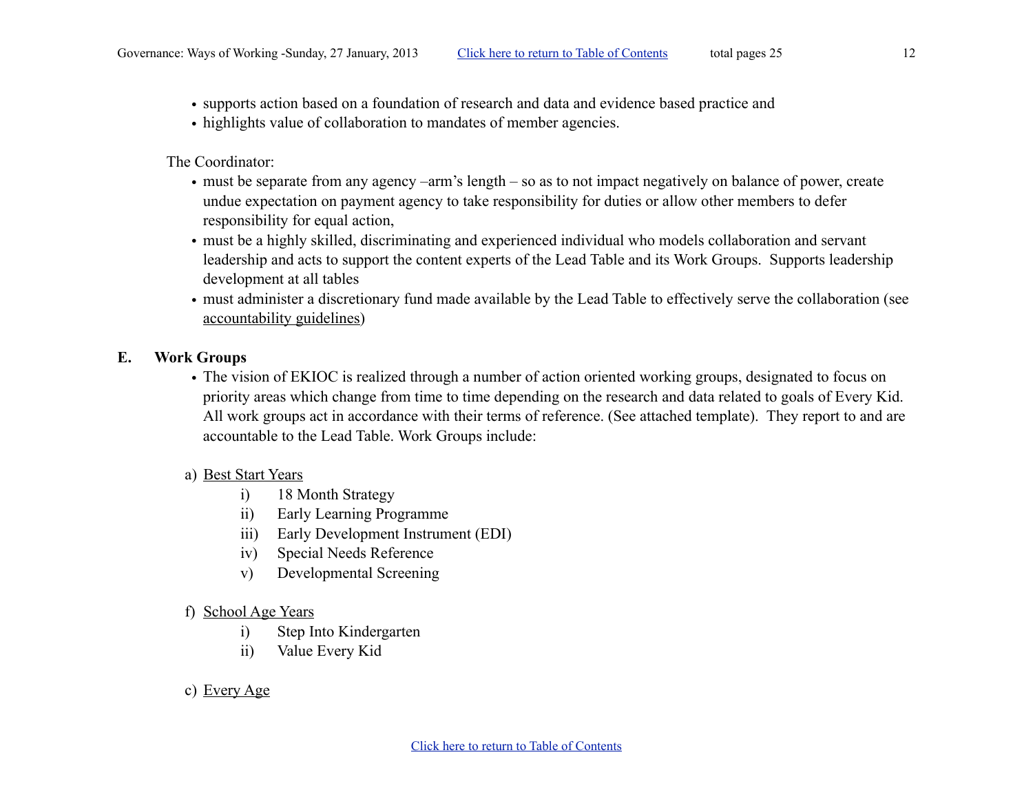- supports action based on a foundation of research and data and evidence based practice and
- highlights value of collaboration to mandates of member agencies.

The Coordinator:

- must be separate from any agency –arm's length – so as to not impact negatively on balance of power, create undue expectation on payment agency to take responsibility for duties or allow other members to defer responsibility for equal action,
- must be a highly skilled, discriminating and experienced individual who models collaboration and servant leadership and acts to support the content experts of the Lead Table and its Work Groups. Supports leadership development at all tables
- must administer a discretionary fund made available by the Lead Table to effectively serve the collaboration (see <u>accountability guidelines</u>)

## E. Work Groups

- The vision of EKIOC is realized through a number of action oriented working groups, designated to focus on priority areas which change from time to time depending on the research and data related to goals of Every Kid. All work groups act in accordance with their terms of reference. (See attached template). They report to and are accountable to the Lead Table. Work Groups include:

a) <u>Best Start Years</u>

   i) 18 Month Strategy
   ii) Early Learning Programme
   iii) Early Development Instrument (EDI)
   iv) Special Needs Reference
   v) Developmental Screening

f) <u>School Age Years</u>

   i) Step Into Kindergarten
   ii) Value Every Kid

c) <u>Every Age</u>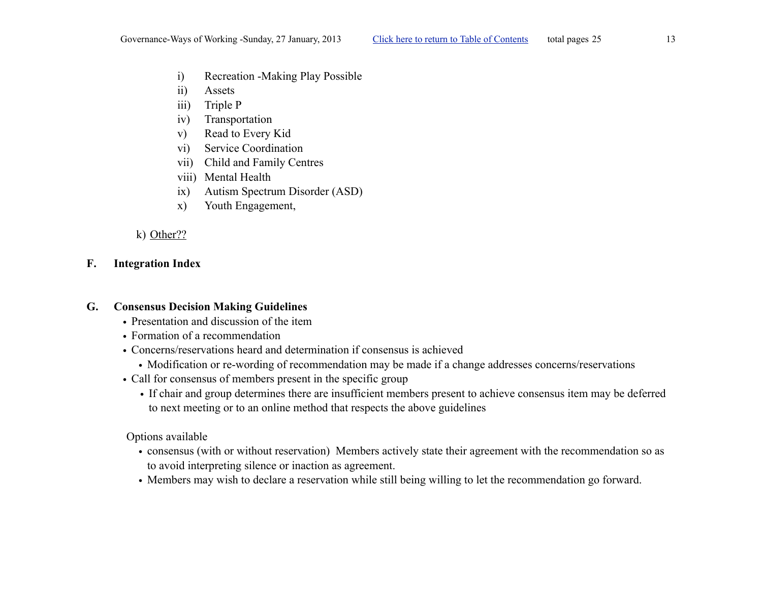i) Recreation -Making Play Possible
ii) Assets
iii) Triple P
iv) Transportation
v) Read to Every Kid
vi) Service Coordination
vii) Child and Family Centres
viii) Mental Health
ix) Autism Spectrum Disorder (ASD)
x) Youth Engagement,

k) Other??

## F. Integration Index

## G. Consensus Decision Making Guidelines

- Presentation and discussion of the item
- Formation of a recommendation
- Concerns/reservations heard and determination if consensus is achieved
  - Modification or re-wording of recommendation may be made if a change addresses concerns/reservations
- Call for consensus of members present in the specific group
  - If chair and group determines there are insufficient members present to achieve consensus item may be deferred to next meeting or to an online method that respects the above guidelines

Options available

- consensus (with or without reservation) Members actively state their agreement with the recommendation so as to avoid interpreting silence or inaction as agreement.
- Members may wish to declare a reservation while still being willing to let the recommendation go forward.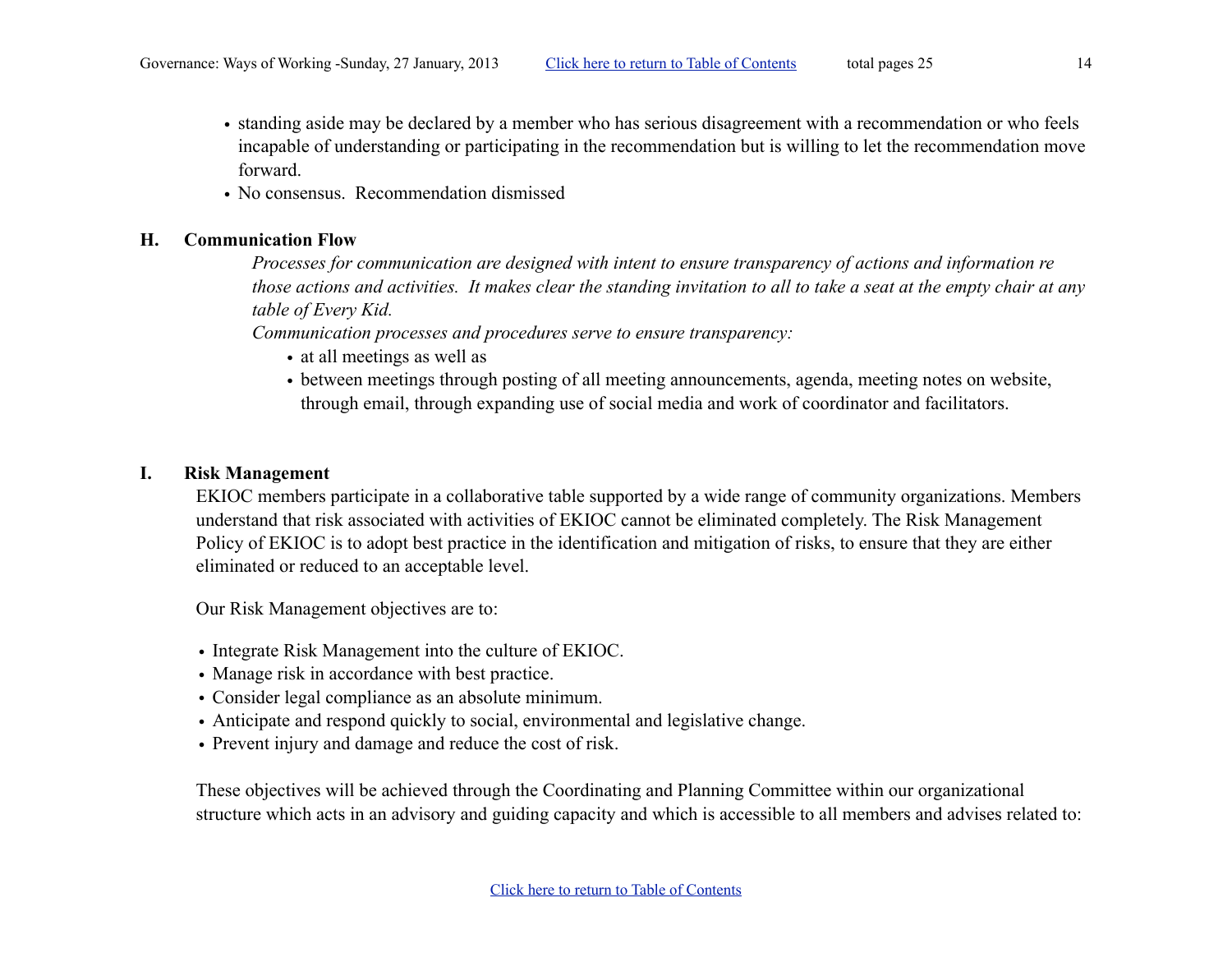- standing aside may be declared by a member who has serious disagreement with a recommendation or who feels incapable of understanding or participating in the recommendation but is willing to let the recommendation move forward.
- No consensus. Recommendation dismissed

## H. Communication Flow

*Processes for communication are designed with intent to ensure transparency of actions and information re those actions and activities. It makes clear the standing invitation to all to take a seat at the empty chair at any table of Every Kid.*

*Communication processes and procedures serve to ensure transparency:*

- at all meetings as well as
- between meetings through posting of all meeting announcements, agenda, meeting notes on website, through email, through expanding use of social media and work of coordinator and facilitators.

## I. Risk Management

EKIOC members participate in a collaborative table supported by a wide range of community organizations. Members understand that risk associated with activities of EKIOC cannot be eliminated completely. The Risk Management Policy of EKIOC is to adopt best practice in the identification and mitigation of risks, to ensure that they are either eliminated or reduced to an acceptable level.

Our Risk Management objectives are to:

- Integrate Risk Management into the culture of EKIOC.
- Manage risk in accordance with best practice.
- Consider legal compliance as an absolute minimum.
- Anticipate and respond quickly to social, environmental and legislative change.
- Prevent injury and damage and reduce the cost of risk.

These objectives will be achieved through the Coordinating and Planning Committee within our organizational structure which acts in an advisory and guiding capacity and which is accessible to all members and advises related to: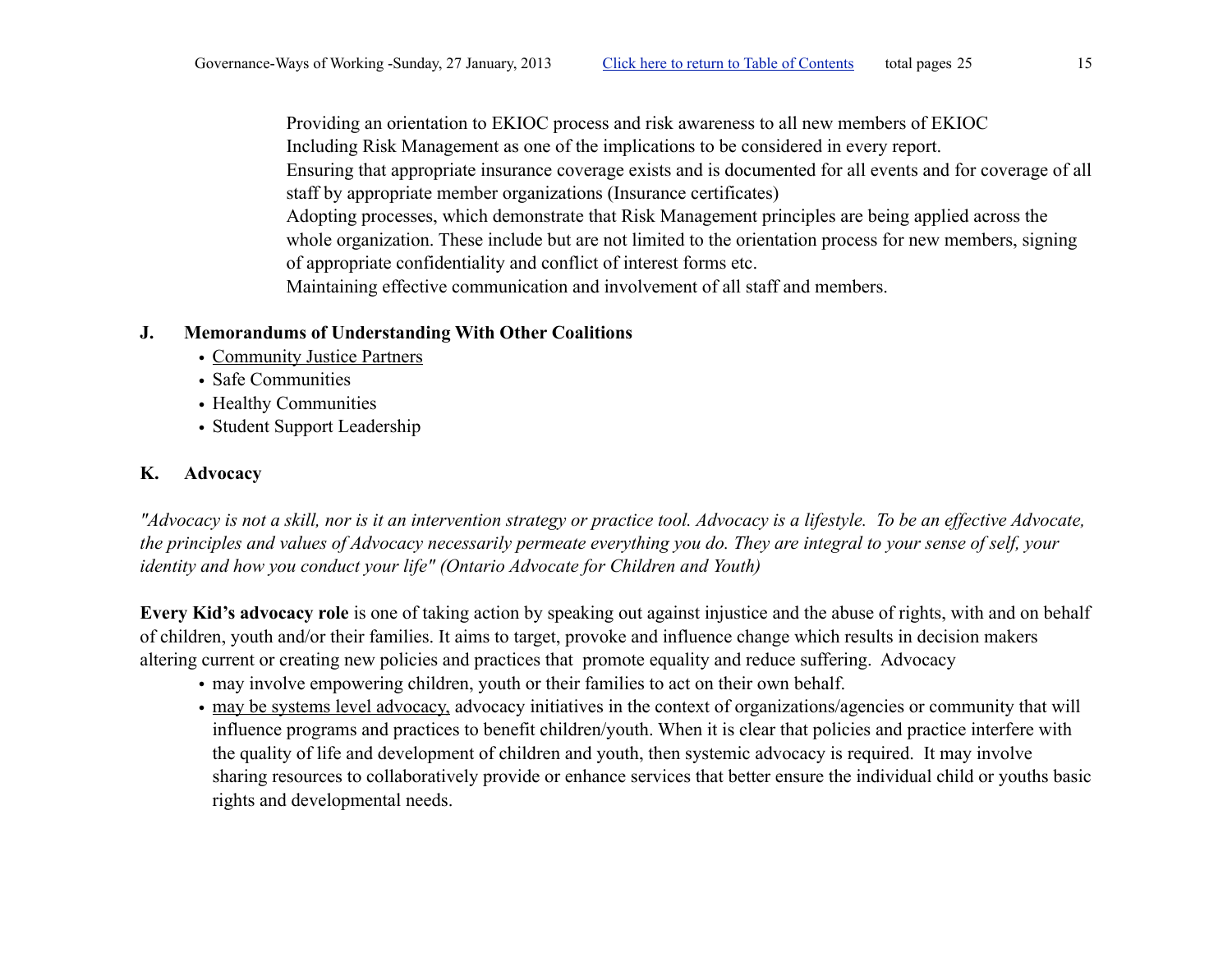Providing an orientation to EKIOC process and risk awareness to all new members of EKIOC
Including Risk Management as one of the implications to be considered in every report.
Ensuring that appropriate insurance coverage exists and is documented for all events and for coverage of all staff by appropriate member organizations (Insurance certificates)
Adopting processes, which demonstrate that Risk Management principles are being applied across the whole organization. These include but are not limited to the orientation process for new members, signing of appropriate confidentiality and conflict of interest forms etc.
Maintaining effective communication and involvement of all staff and members.

## J. Memorandums of Understanding With Other Coalitions

- <u>Community Justice Partners</u>
- Safe Communities
- Healthy Communities
- Student Support Leadership

## K. Advocacy

*"Advocacy is not a skill, nor is it an intervention strategy or practice tool. Advocacy is a lifestyle. To be an effective Advocate, the principles and values of Advocacy necessarily permeate everything you do. They are integral to your sense of self, your identity and how you conduct your life" (Ontario Advocate for Children and Youth)*

**Every Kid's advocacy role** is one of taking action by speaking out against injustice and the abuse of rights, with and on behalf of children, youth and/or their families. It aims to target, provoke and influence change which results in decision makers altering current or creating new policies and practices that promote equality and reduce suffering. Advocacy

- may involve empowering children, youth or their families to act on their own behalf.
- <u>may be systems level advocacy,</u> advocacy initiatives in the context of organizations/agencies or community that will influence programs and practices to benefit children/youth. When it is clear that policies and practice interfere with the quality of life and development of children and youth, then systemic advocacy is required. It may involve sharing resources to collaboratively provide or enhance services that better ensure the individual child or youths basic rights and developmental needs.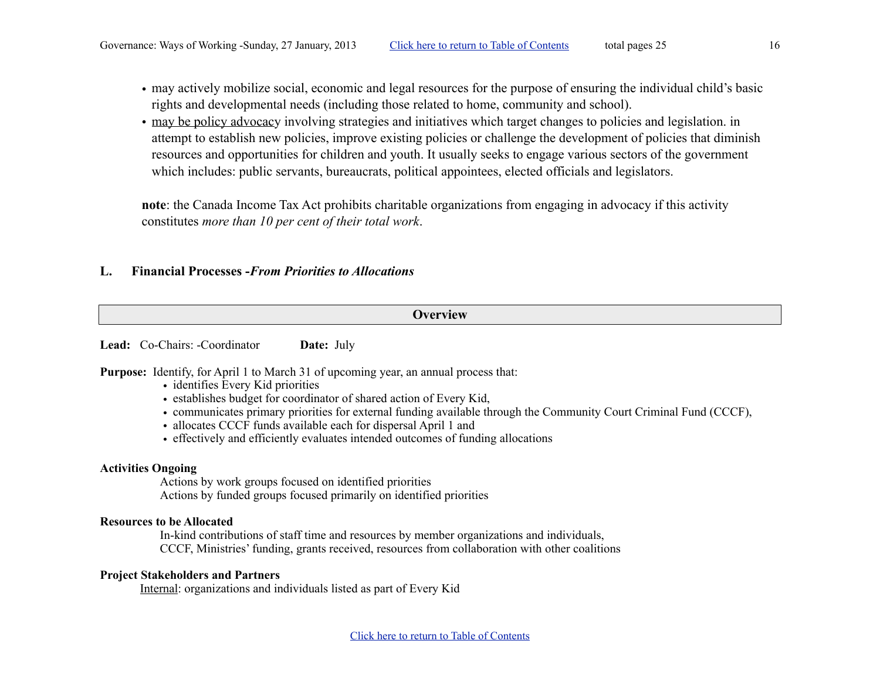- may actively mobilize social, economic and legal resources for the purpose of ensuring the individual child's basic rights and developmental needs (including those related to home, community and school).
- may be policy advocacy involving strategies and initiatives which target changes to policies and legislation. in attempt to establish new policies, improve existing policies or challenge the development of policies that diminish resources and opportunities for children and youth. It usually seeks to engage various sectors of the government which includes: public servants, bureaucrats, political appointees, elected officials and legislators.

**note**: the Canada Income Tax Act prohibits charitable organizations from engaging in advocacy if this activity constitutes *more than 10 per cent of their total work*.

## L. Financial Processes -*From Priorities to Allocations*

| Overview |
|---|

**Lead:** Co-Chairs: -Coordinator **Date:** July

**Purpose:** Identify, for April 1 to March 31 of upcoming year, an annual process that:

- identifies Every Kid priorities
- establishes budget for coordinator of shared action of Every Kid,
- communicates primary priorities for external funding available through the Community Court Criminal Fund (CCCF),
- allocates CCCF funds available each for dispersal April 1 and
- effectively and efficiently evaluates intended outcomes of funding allocations

**Activities Ongoing**

Actions by work groups focused on identified priorities
Actions by funded groups focused primarily on identified priorities

**Resources to be Allocated**

In-kind contributions of staff time and resources by member organizations and individuals,
CCCF, Ministries' funding, grants received, resources from collaboration with other coalitions

**Project Stakeholders and Partners**

Internal: organizations and individuals listed as part of Every Kid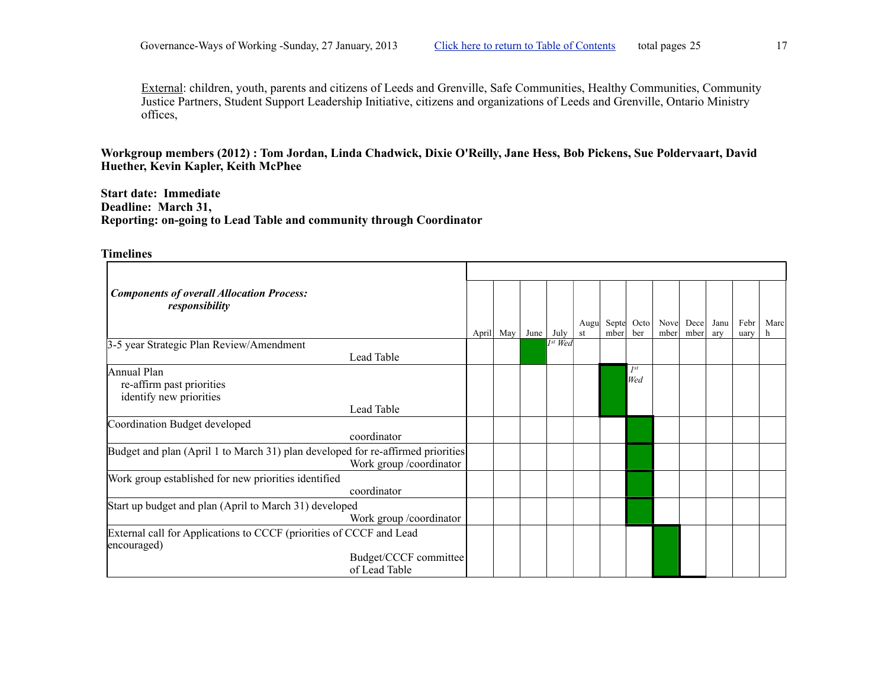External: children, youth, parents and citizens of Leeds and Grenville, Safe Communities, Healthy Communities, Community Justice Partners, Student Support Leadership Initiative, citizens and organizations of Leeds and Grenville, Ontario Ministry offices,

**Workgroup members (2012) : Tom Jordan, Linda Chadwick, Dixie O'Reilly, Jane Hess, Bob Pickens, Sue Poldervaart, David Huether, Kevin Kapler, Keith McPhee**

**Start date: Immediate**
**Deadline: March 31,**
**Reporting: on-going to Lead Table and community through Coordinator**

**Timelines**

| ***Components of overall Allocation Process: responsibility*** | April | May | June | July | August | September | October | November | December | January | February | March |
|---|---|---|---|---|---|---|---|---|---|---|---|---|
| 3-5 year Strategic Plan Review/Amendment — Lead Table | | | | *1st Wed* | | | | | | | | |
| Annual Plan<br>re-affirm past priorities<br>identify new priorities — Lead Table | | | | | | | *1st Wed* | | | | | |
| Coordination Budget developed — coordinator | | | | | | | | | | | | |
| Budget and plan (April 1 to March 31) plan developed for re-affirmed priorities — Work group /coordinator | | | | | | | | | | | | |
| Work group established for new priorities identified — coordinator | | | | | | | | | | | | |
| Start up budget and plan (April to March 31) developed — Work group /coordinator | | | | | | | | | | | | |
| External call for Applications to CCCF (priorities of CCCF and Lead encouraged) — Budget/CCCF committee of Lead Table | | | | | | | | | | | | |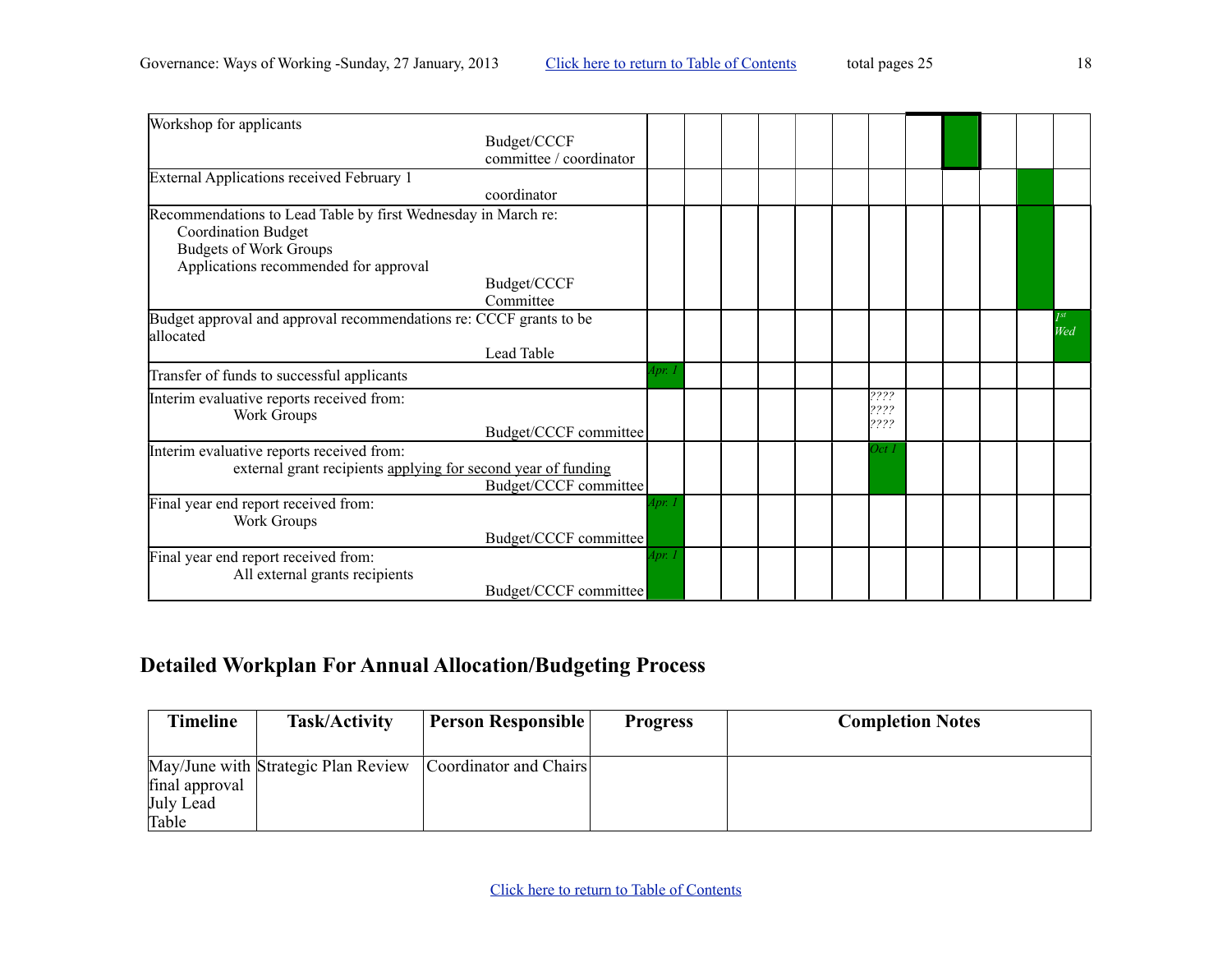| | | | | | | | | | | | | |
|---|---|---|---|---|---|---|---|---|---|---|---|---|
| Workshop for applicants<br>Budget/CCCF committee / coordinator | | | | | | | | | | | | |
| External Applications received February 1<br>coordinator | | | | | | | | | | | | |
| Recommendations to Lead Table by first Wednesday in March re:<br>Coordination Budget<br>Budgets of Work Groups<br>Applications recommended for approval<br>Budget/CCCF Committee | | | | | | | | | | | | |
| Budget approval and approval recommendations re: CCCF grants to be allocated<br>Lead Table | | | | | | | | | | | | *1st Wed* |
| Transfer of funds to successful applicants | *Apr. 1* | | | | | | | | | | | |
| Interim evaluative reports received from:<br>Work Groups<br>Budget/CCCF committee | | | | | | | *????<br>????<br>????* | | | | | |
| Interim evaluative reports received from:<br>external grant recipients <u>applying for second year of funding</u><br>Budget/CCCF committee | | | | | | | *Oct 1* | | | | | |
| Final year end report received from:<br>Work Groups<br>Budget/CCCF committee | *Apr. 1* | | | | | | | | | | | |
| Final year end report received from:<br>All external grants recipients<br>Budget/CCCF committee | *Apr. 1* | | | | | | | | | | | |

## Detailed Workplan For Annual Allocation/Budgeting Process

| Timeline | Task/Activity | Person Responsible | Progress | Completion Notes |
|---|---|---|---|---|
| May/June with final approval July Lead Table | Strategic Plan Review | Coordinator and Chairs | | |

Click here to return to Table of Contents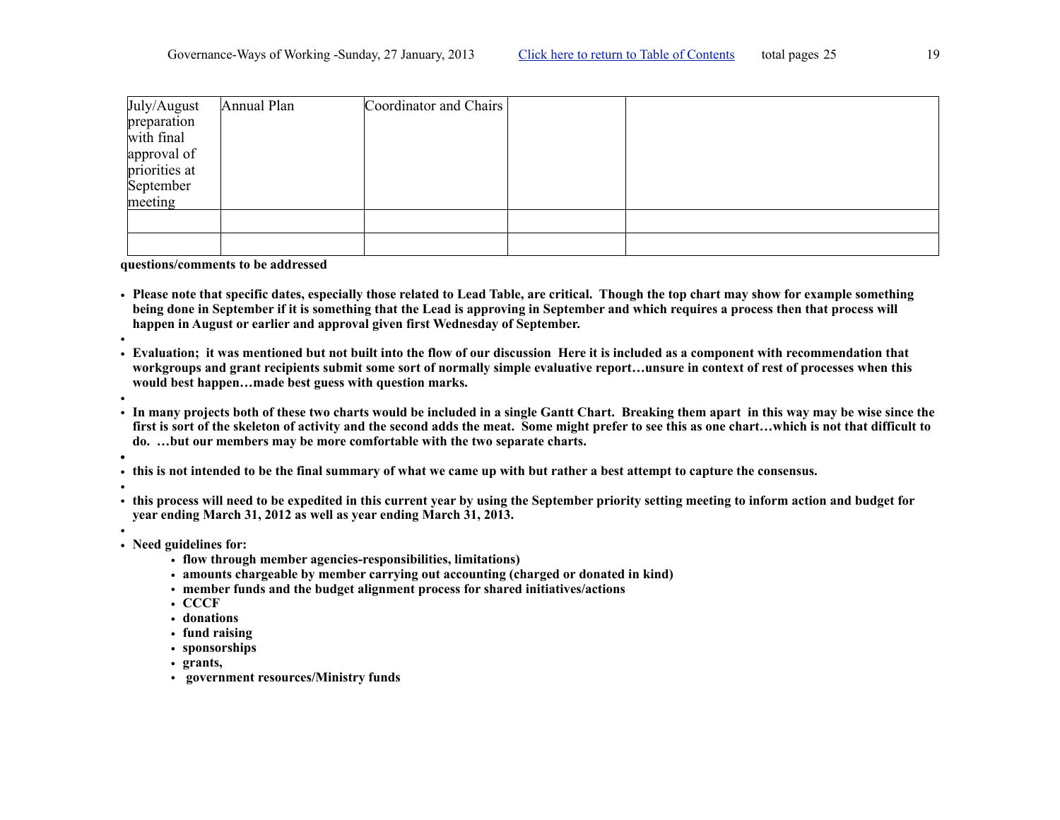| July/August preparation with final approval of priorities at September meeting | Annual Plan | Coordinator and Chairs | | |
|---|---|---|---|---|
| | | | | |
| | | | | |

**questions/comments to be addressed**

- **Please note that specific dates, especially those related to Lead Table, are critical. Though the top chart may show for example something being done in September if it is something that the Lead is approving in September and which requires a process then that process will happen in August or earlier and approval given first Wednesday of September.**
- **Evaluation; it was mentioned but not built into the flow of our discussion Here it is included as a component with recommendation that workgroups and grant recipients submit some sort of normally simple evaluative report…unsure in context of rest of processes when this would best happen…made best guess with question marks.**
- **In many projects both of these two charts would be included in a single Gantt Chart. Breaking them apart in this way may be wise since the first is sort of the skeleton of activity and the second adds the meat. Some might prefer to see this as one chart…which is not that difficult to do. …but our members may be more comfortable with the two separate charts.**
- **this is not intended to be the final summary of what we came up with but rather a best attempt to capture the consensus.**
- **this process will need to be expedited in this current year by using the September priority setting meeting to inform action and budget for year ending March 31, 2012 as well as year ending March 31, 2013.**
- **Need guidelines for:**
  - **flow through member agencies-responsibilities, limitations)**
  - **amounts chargeable by member carrying out accounting (charged or donated in kind)**
  - **member funds and the budget alignment process for shared initiatives/actions**
  - **CCCF**
  - **donations**
  - **fund raising**
  - **sponsorships**
  - **grants,**
  - **government resources/Ministry funds**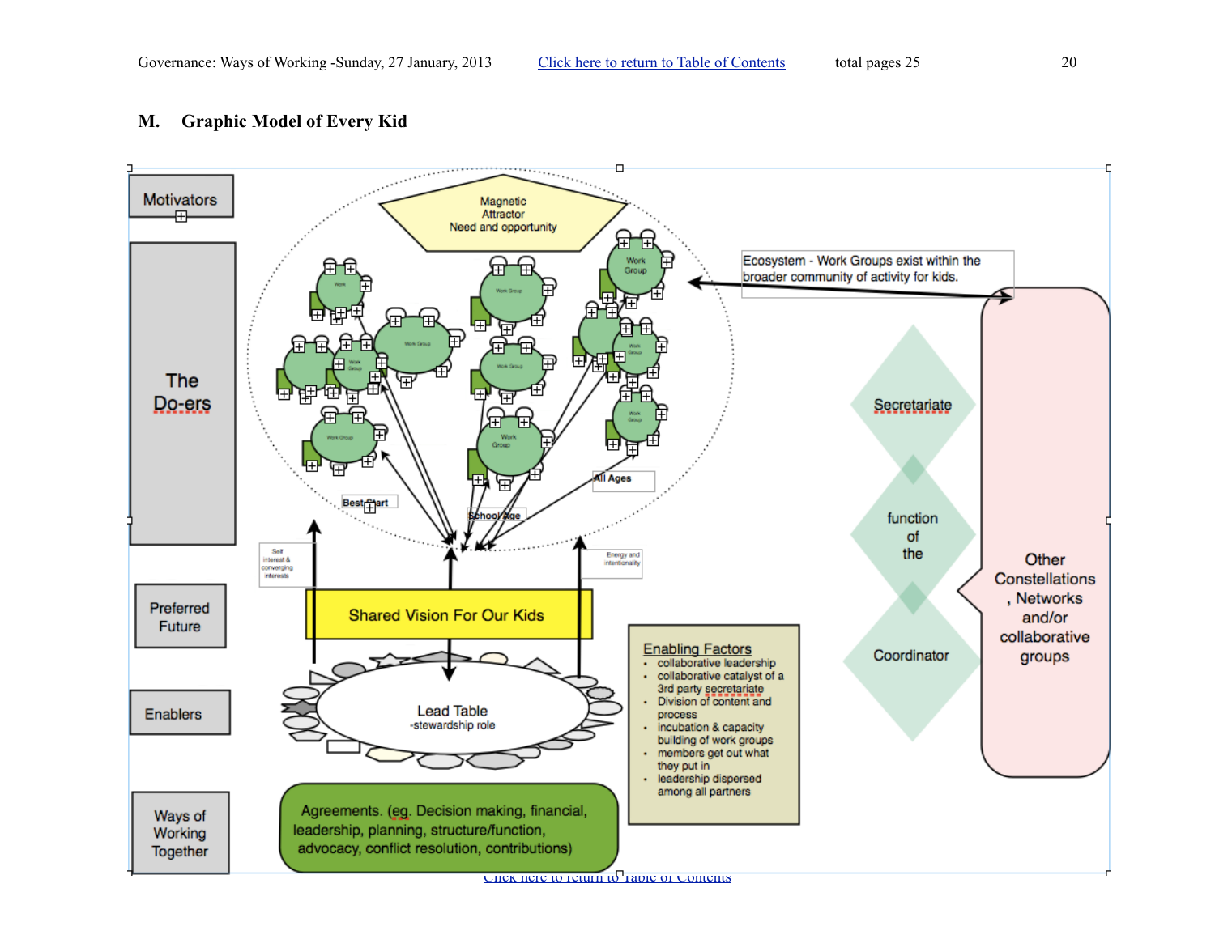## M. Graphic Model of Every Kid

Motivators

The Do-ers

Preferred Future

Enablers

Ways of Working Together

Magnetic Attractor
Need and opportunity

Work Group

Ecosystem - Work Groups exist within the broader community of activity for kids.

Best Start

School Age

All Ages

Self interest & converging interests

Energy and intentionality

Shared Vision For Our Kids

Lead Table
-stewardship role

Secretariate

function of the

Coordinator

Other Constellations , Networks and/or collaborative groups

Enabling Factors

- collaborative leadership
- collaborative catalyst of a 3rd party secretariate
- Division of content and process
- incubation & capacity building of work groups
- members get out what they put in
- leadership dispersed among all partners

Agreements. (eg. Decision making, financial, leadership, planning, structure/function, advocacy, conflict resolution, contributions)

Click here to return to Table of Contents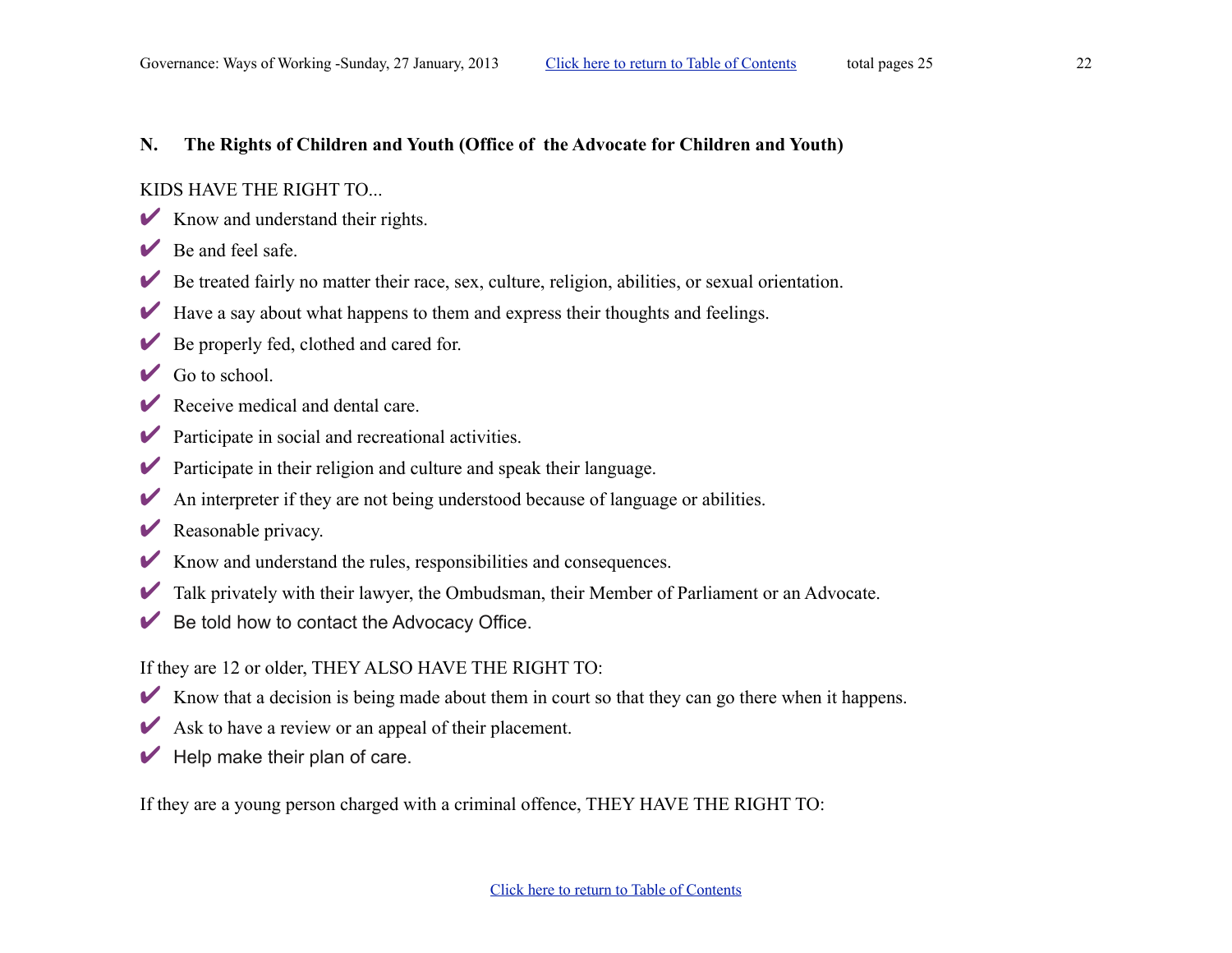## N. The Rights of Children and Youth (Office of the Advocate for Children and Youth)

KIDS HAVE THE RIGHT TO...

- ✔ Know and understand their rights.
- ✔ Be and feel safe.
- ✔ Be treated fairly no matter their race, sex, culture, religion, abilities, or sexual orientation.
- ✔ Have a say about what happens to them and express their thoughts and feelings.
- ✔ Be properly fed, clothed and cared for.
- ✔ Go to school.
- ✔ Receive medical and dental care.
- ✔ Participate in social and recreational activities.
- ✔ Participate in their religion and culture and speak their language.
- ✔ An interpreter if they are not being understood because of language or abilities.
- ✔ Reasonable privacy.
- ✔ Know and understand the rules, responsibilities and consequences.
- ✔ Talk privately with their lawyer, the Ombudsman, their Member of Parliament or an Advocate.
- ✔ Be told how to contact the Advocacy Office.

If they are 12 or older, THEY ALSO HAVE THE RIGHT TO:

- ✔ Know that a decision is being made about them in court so that they can go there when it happens.
- ✔ Ask to have a review or an appeal of their placement.
- ✔ Help make their plan of care.

If they are a young person charged with a criminal offence, THEY HAVE THE RIGHT TO: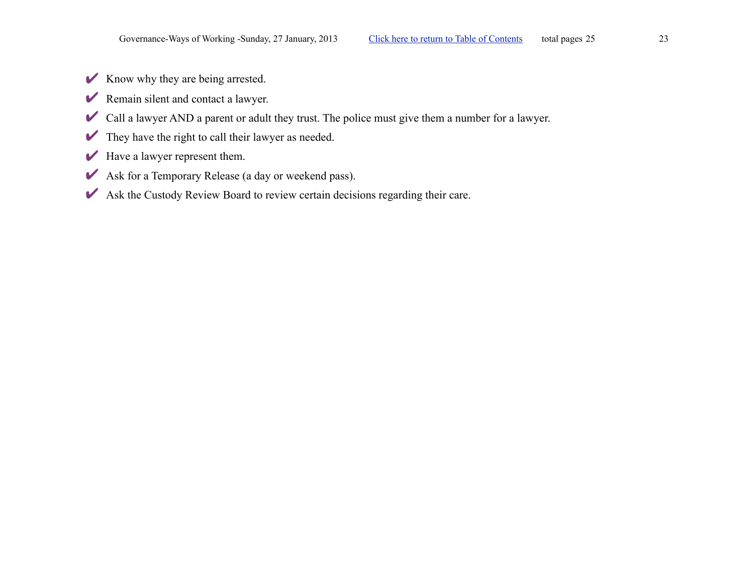- ✔ Know why they are being arrested.
- ✔ Remain silent and contact a lawyer.
- ✔ Call a lawyer AND a parent or adult they trust. The police must give them a number for a lawyer.
- ✔ They have the right to call their lawyer as needed.
- ✔ Have a lawyer represent them.
- ✔ Ask for a Temporary Release (a day or weekend pass).
- ✔ Ask the Custody Review Board to review certain decisions regarding their care.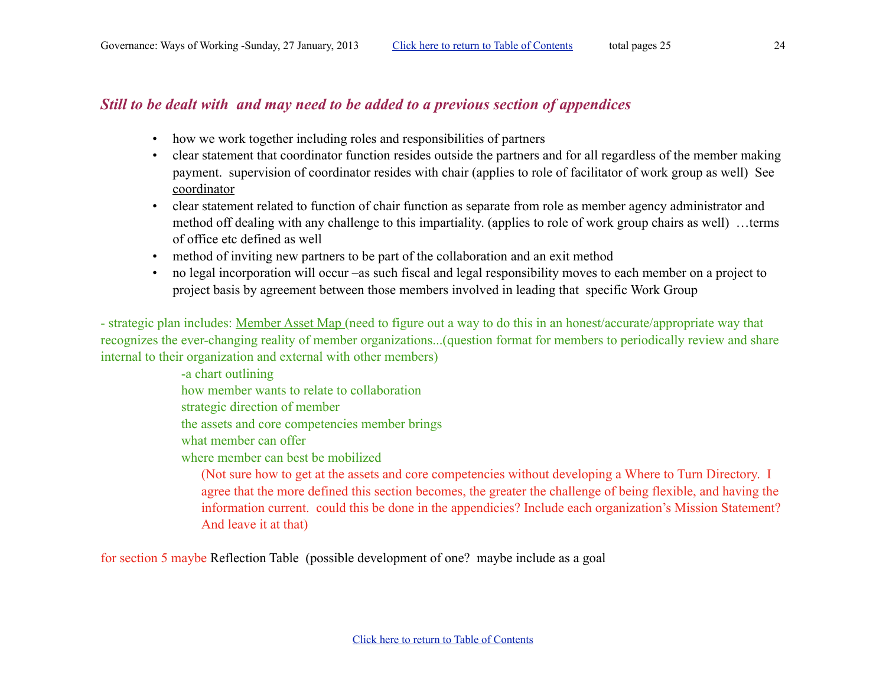### *Still to be dealt with and may need to be added to a previous section of appendices*

- how we work together including roles and responsibilities of partners
- clear statement that coordinator function resides outside the partners and for all regardless of the member making payment. supervision of coordinator resides with chair (applies to role of facilitator of work group as well) See coordinator
- clear statement related to function of chair function as separate from role as member agency administrator and method off dealing with any challenge to this impartiality. (applies to role of work group chairs as well) …terms of office etc defined as well
- method of inviting new partners to be part of the collaboration and an exit method
- no legal incorporation will occur –as such fiscal and legal responsibility moves to each member on a project to project basis by agreement between those members involved in leading that specific Work Group

- strategic plan includes: Member Asset Map (need to figure out a way to do this in an honest/accurate/appropriate way that recognizes the ever-changing reality of member organizations...(question format for members to periodically review and share internal to their organization and external with other members)

-a chart outlining
how member wants to relate to collaboration
strategic direction of member
the assets and core competencies member brings
what member can offer
where member can best be mobilized

(Not sure how to get at the assets and core competencies without developing a Where to Turn Directory. I agree that the more defined this section becomes, the greater the challenge of being flexible, and having the information current. could this be done in the appendicies? Include each organization's Mission Statement? And leave it at that)

for section 5 maybe Reflection Table (possible development of one? maybe include as a goal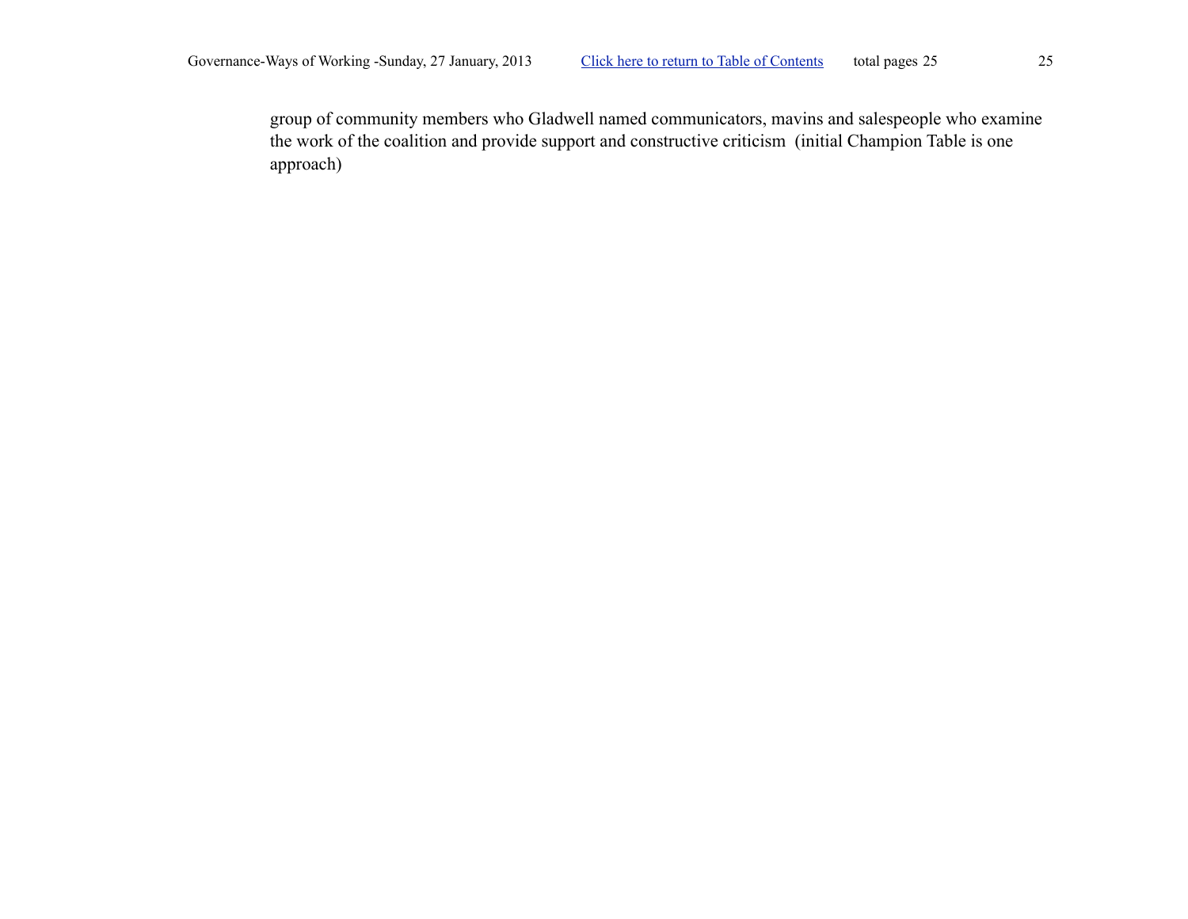group of community members who Gladwell named communicators, mavins and salespeople who examine the work of the coalition and provide support and constructive criticism (initial Champion Table is one approach)